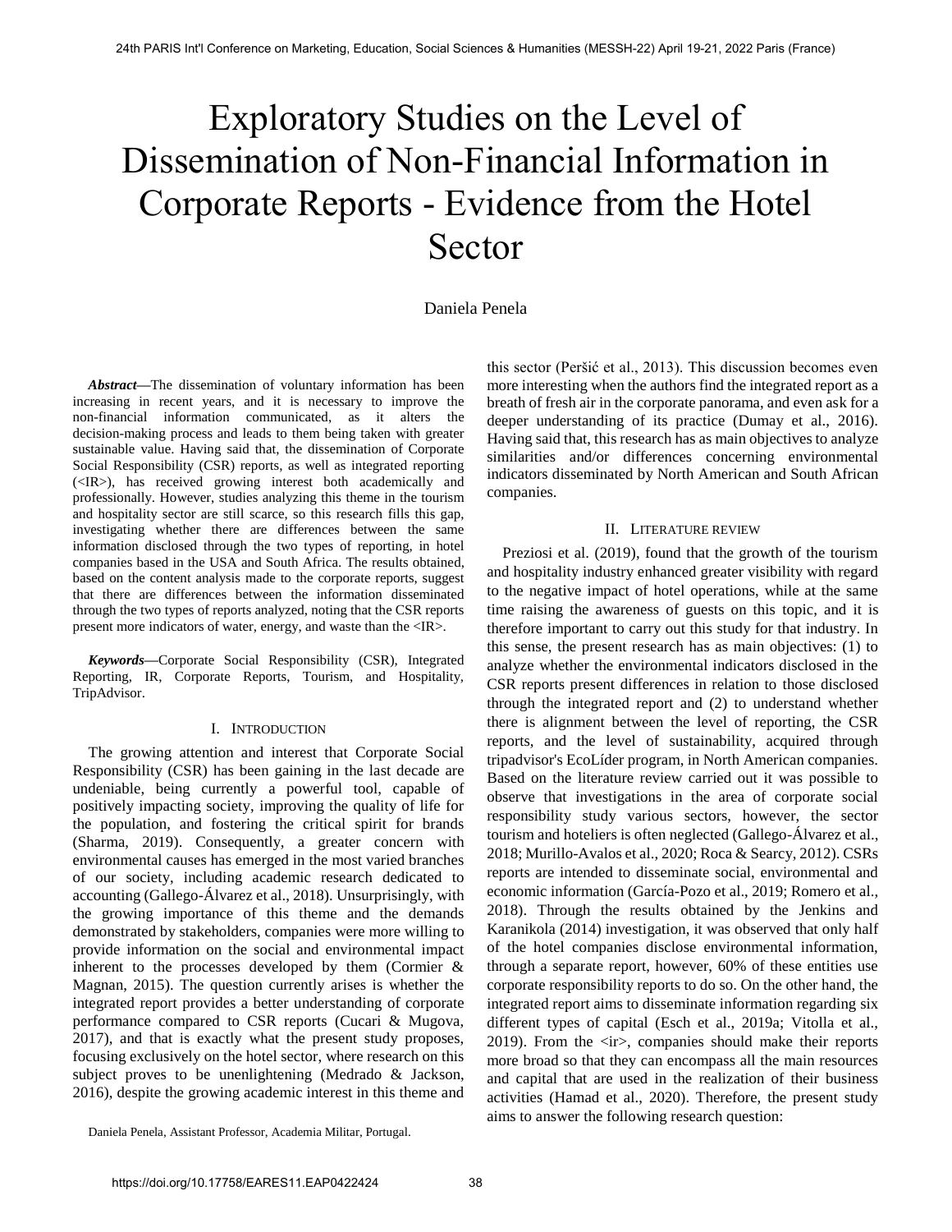# Exploratory Studies on the Level of Dissemination of Non-Financial Information in Corporate Reports - Evidence from the Hotel Sector

Daniela Penela

***Abstract*****—**The dissemination of voluntary information has been increasing in recent years, and it is necessary to improve the non-financial information communicated, as it alters the decision-making process and leads to them being taken with greater sustainable value. Having said that, the dissemination of Corporate Social Responsibility (CSR) reports, as well as integrated reporting (<IR>), has received growing interest both academically and professionally. However, studies analyzing this theme in the tourism and hospitality sector are still scarce, so this research fills this gap, investigating whether there are differences between the same information disclosed through the two types of reporting, in hotel companies based in the USA and South Africa. The results obtained, based on the content analysis made to the corporate reports, suggest that there are differences between the information disseminated through the two types of reports analyzed, noting that the CSR reports present more indicators of water, energy, and waste than the <IR>.

***Keywords*****—**Corporate Social Responsibility (CSR), Integrated Reporting, IR, Corporate Reports, Tourism, and Hospitality, TripAdvisor.

## I. Introduction

The growing attention and interest that Corporate Social Responsibility (CSR) has been gaining in the last decade are undeniable, being currently a powerful tool, capable of positively impacting society, improving the quality of life for the population, and fostering the critical spirit for brands (Sharma, 2019). Consequently, a greater concern with environmental causes has emerged in the most varied branches of our society, including academic research dedicated to accounting (Gallego-Álvarez et al., 2018). Unsurprisingly, with the growing importance of this theme and the demands demonstrated by stakeholders, companies were more willing to provide information on the social and environmental impact inherent to the processes developed by them (Cormier & Magnan, 2015). The question currently arises is whether the integrated report provides a better understanding of corporate performance compared to CSR reports (Cucari & Mugova, 2017), and that is exactly what the present study proposes, focusing exclusively on the hotel sector, where research on this subject proves to be unenlightening (Medrado & Jackson, 2016), despite the growing academic interest in this theme and this sector (Peršić et al., 2013). This discussion becomes even more interesting when the authors find the integrated report as a breath of fresh air in the corporate panorama, and even ask for a deeper understanding of its practice (Dumay et al., 2016). Having said that, this research has as main objectives to analyze similarities and/or differences concerning environmental indicators disseminated by North American and South African companies.

Daniela Penela, Assistant Professor, Academia Militar, Portugal.

## II. Literature review

Preziosi et al. (2019), found that the growth of the tourism and hospitality industry enhanced greater visibility with regard to the negative impact of hotel operations, while at the same time raising the awareness of guests on this topic, and it is therefore important to carry out this study for that industry. In this sense, the present research has as main objectives: (1) to analyze whether the environmental indicators disclosed in the CSR reports present differences in relation to those disclosed through the integrated report and (2) to understand whether there is alignment between the level of reporting, the CSR reports, and the level of sustainability, acquired through tripadvisor's EcoLíder program, in North American companies. Based on the literature review carried out it was possible to observe that investigations in the area of corporate social responsibility study various sectors, however, the sector tourism and hoteliers is often neglected (Gallego-Álvarez et al., 2018; Murillo-Avalos et al., 2020; Roca & Searcy, 2012). CSRs reports are intended to disseminate social, environmental and economic information (García-Pozo et al., 2019; Romero et al., 2018). Through the results obtained by the Jenkins and Karanikola (2014) investigation, it was observed that only half of the hotel companies disclose environmental information, through a separate report, however, 60% of these entities use corporate responsibility reports to do so. On the other hand, the integrated report aims to disseminate information regarding six different types of capital (Esch et al., 2019a; Vitolla et al., 2019). From the <ir>, companies should make their reports more broad so that they can encompass all the main resources and capital that are used in the realization of their business activities (Hamad et al., 2020). Therefore, the present study aims to answer the following research question: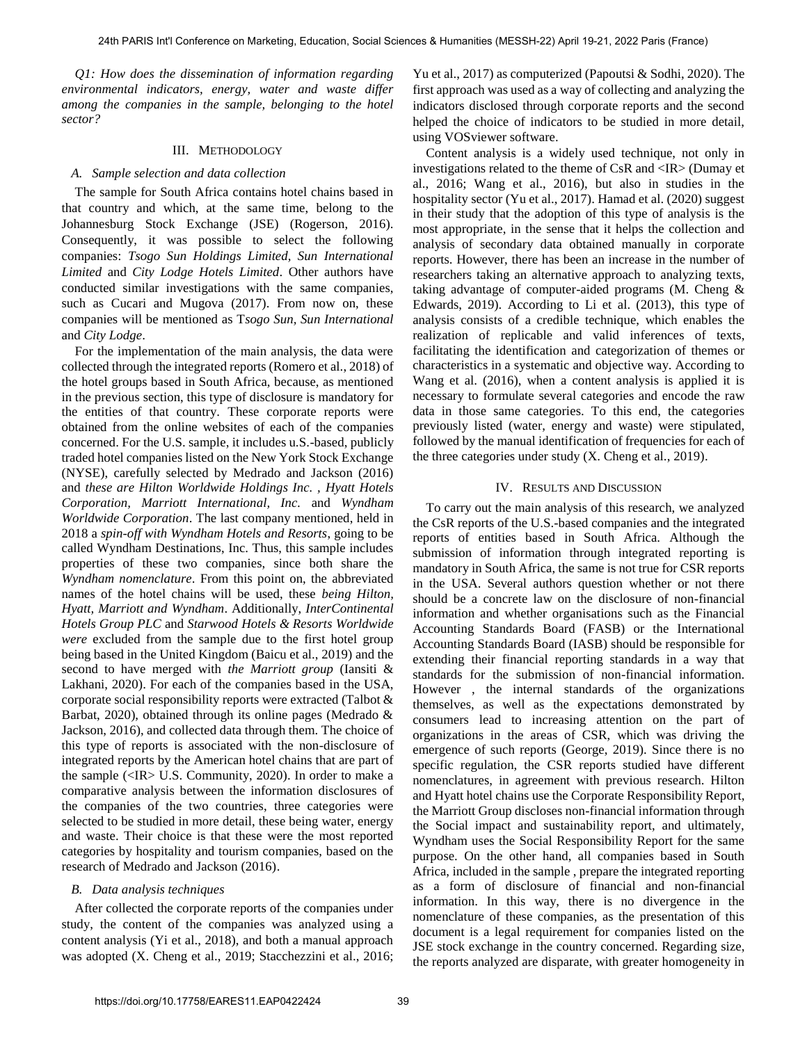*Q1: How does the dissemination of information regarding environmental indicators, energy, water and waste differ among the companies in the sample, belonging to the hotel sector?*

## III. Methodology

### A. Sample selection and data collection

The sample for South Africa contains hotel chains based in that country and which, at the same time, belong to the Johannesburg Stock Exchange (JSE) (Rogerson, 2016). Consequently, it was possible to select the following companies: *Tsogo Sun Holdings Limited, Sun International Limited* and *City Lodge Hotels Limited*. Other authors have conducted similar investigations with the same companies, such as Cucari and Mugova (2017). From now on, these companies will be mentioned as T*sogo Sun, Sun International* and *City Lodge*.

For the implementation of the main analysis, the data were collected through the integrated reports (Romero et al., 2018) of the hotel groups based in South Africa, because, as mentioned in the previous section, this type of disclosure is mandatory for the entities of that country. These corporate reports were obtained from the online websites of each of the companies concerned. For the U.S. sample, it includes u.S.-based, publicly traded hotel companies listed on the New York Stock Exchange (NYSE), carefully selected by Medrado and Jackson (2016) and *these are Hilton Worldwide Holdings Inc. , Hyatt Hotels Corporation, Marriott International, Inc.* and *Wyndham Worldwide Corporation*. The last company mentioned, held in 2018 a *spin-off with Wyndham Hotels and Resorts*, going to be called Wyndham Destinations, Inc. Thus, this sample includes properties of these two companies, since both share the *Wyndham nomenclature*. From this point on, the abbreviated names of the hotel chains will be used, these *being Hilton, Hyatt, Marriott and Wyndham*. Additionally, *InterContinental Hotels Group PLC* and *Starwood Hotels & Resorts Worldwide were* excluded from the sample due to the first hotel group being based in the United Kingdom (Baicu et al., 2019) and the second to have merged with *the Marriott group* (Iansiti & Lakhani, 2020). For each of the companies based in the USA, corporate social responsibility reports were extracted (Talbot & Barbat, 2020), obtained through its online pages (Medrado & Jackson, 2016), and collected data through them. The choice of this type of reports is associated with the non-disclosure of integrated reports by the American hotel chains that are part of the sample (<IR> U.S. Community, 2020). In order to make a comparative analysis between the information disclosures of the companies of the two countries, three categories were selected to be studied in more detail, these being water, energy and waste. Their choice is that these were the most reported categories by hospitality and tourism companies, based on the research of Medrado and Jackson (2016).

### B. Data analysis techniques

After collected the corporate reports of the companies under study, the content of the companies was analyzed using a content analysis (Yi et al., 2018), and both a manual approach was adopted (X. Cheng et al., 2019; Stacchezzini et al., 2016; Yu et al., 2017) as computerized (Papoutsi & Sodhi, 2020). The first approach was used as a way of collecting and analyzing the indicators disclosed through corporate reports and the second helped the choice of indicators to be studied in more detail, using VOSviewer software.

Content analysis is a widely used technique, not only in investigations related to the theme of CsR and <IR> (Dumay et al., 2016; Wang et al., 2016), but also in studies in the hospitality sector (Yu et al., 2017). Hamad et al. (2020) suggest in their study that the adoption of this type of analysis is the most appropriate, in the sense that it helps the collection and analysis of secondary data obtained manually in corporate reports. However, there has been an increase in the number of researchers taking an alternative approach to analyzing texts, taking advantage of computer-aided programs (M. Cheng & Edwards, 2019). According to Li et al. (2013), this type of analysis consists of a credible technique, which enables the realization of replicable and valid inferences of texts, facilitating the identification and categorization of themes or characteristics in a systematic and objective way. According to Wang et al. (2016), when a content analysis is applied it is necessary to formulate several categories and encode the raw data in those same categories. To this end, the categories previously listed (water, energy and waste) were stipulated, followed by the manual identification of frequencies for each of the three categories under study (X. Cheng et al., 2019).

## IV. Results and Discussion

To carry out the main analysis of this research, we analyzed the CsR reports of the U.S.-based companies and the integrated reports of entities based in South Africa. Although the submission of information through integrated reporting is mandatory in South Africa, the same is not true for CSR reports in the USA. Several authors question whether or not there should be a concrete law on the disclosure of non-financial information and whether organisations such as the Financial Accounting Standards Board (FASB) or the International Accounting Standards Board (IASB) should be responsible for extending their financial reporting standards in a way that standards for the submission of non-financial information. However , the internal standards of the organizations themselves, as well as the expectations demonstrated by consumers lead to increasing attention on the part of organizations in the areas of CSR, which was driving the emergence of such reports (George, 2019). Since there is no specific regulation, the CSR reports studied have different nomenclatures, in agreement with previous research. Hilton and Hyatt hotel chains use the Corporate Responsibility Report, the Marriott Group discloses non-financial information through the Social impact and sustainability report, and ultimately, Wyndham uses the Social Responsibility Report for the same purpose. On the other hand, all companies based in South Africa, included in the sample , prepare the integrated reporting as a form of disclosure of financial and non-financial information. In this way, there is no divergence in the nomenclature of these companies, as the presentation of this document is a legal requirement for companies listed on the JSE stock exchange in the country concerned. Regarding size, the reports analyzed are disparate, with greater homogeneity in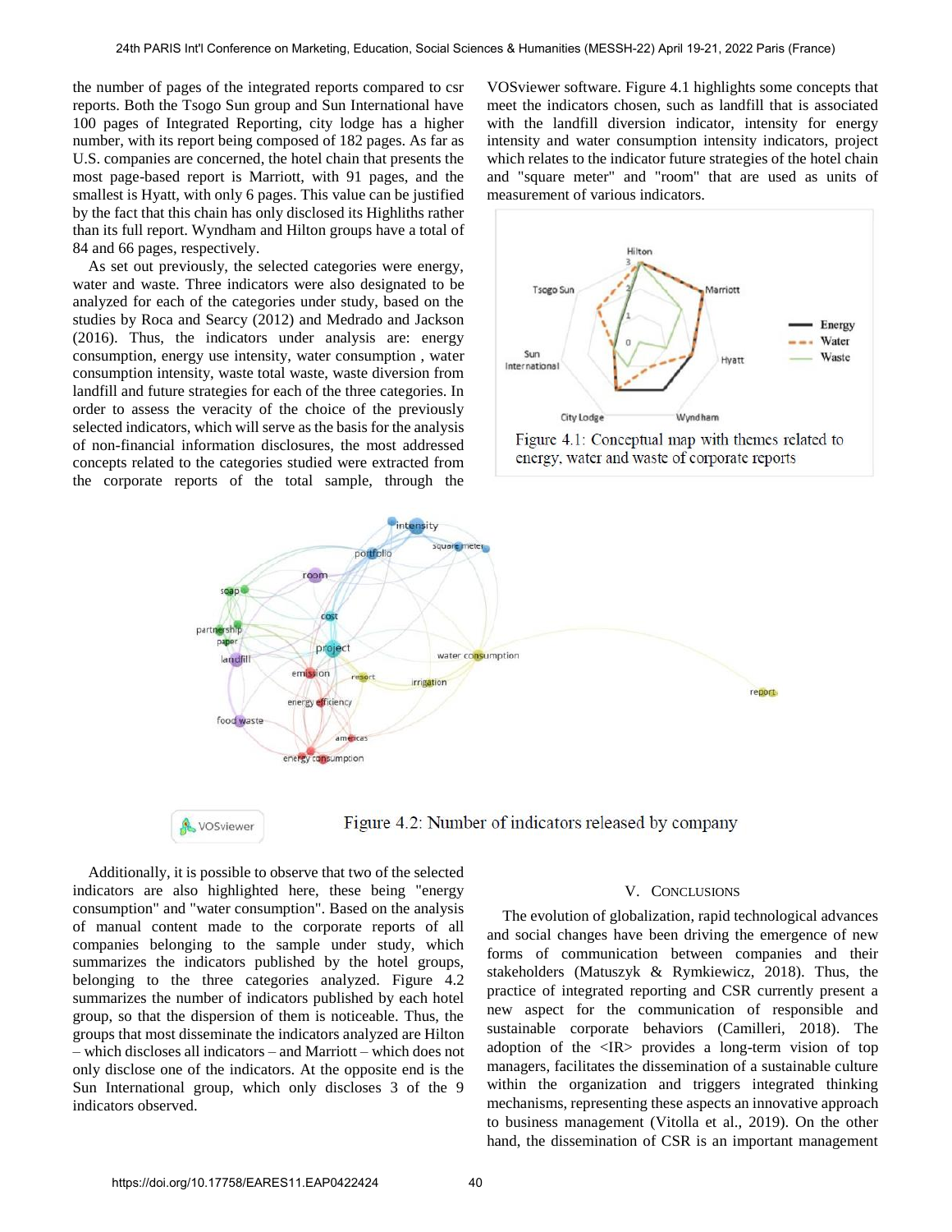the number of pages of the integrated reports compared to csr reports. Both the Tsogo Sun group and Sun International have 100 pages of Integrated Reporting, city lodge has a higher number, with its report being composed of 182 pages. As far as U.S. companies are concerned, the hotel chain that presents the most page-based report is Marriott, with 91 pages, and the smallest is Hyatt, with only 6 pages. This value can be justified by the fact that this chain has only disclosed its Highliths rather than its full report. Wyndham and Hilton groups have a total of 84 and 66 pages, respectively.

As set out previously, the selected categories were energy, water and waste. Three indicators were also designated to be analyzed for each of the categories under study, based on the studies by Roca and Searcy (2012) and Medrado and Jackson (2016). Thus, the indicators under analysis are: energy consumption, energy use intensity, water consumption , water consumption intensity, waste total waste, waste diversion from landfill and future strategies for each of the three categories. In order to assess the veracity of the choice of the previously selected indicators, which will serve as the basis for the analysis of non-financial information disclosures, the most addressed concepts related to the categories studied were extracted from the corporate reports of the total sample, through the VOSviewer software. Figure 4.1 highlights some concepts that meet the indicators chosen, such as landfill that is associated with the landfill diversion indicator, intensity for energy intensity and water consumption intensity indicators, project which relates to the indicator future strategies of the hotel chain and "square meter" and "room" that are used as units of measurement of various indicators.

Figure 4.1: Conceptual map with themes related to energy, water and waste of corporate reports

Figure 4.2: Number of indicators released by company

Additionally, it is possible to observe that two of the selected indicators are also highlighted here, these being "energy consumption" and "water consumption". Based on the analysis of manual content made to the corporate reports of all companies belonging to the sample under study, which summarizes the indicators published by the hotel groups, belonging to the three categories analyzed. Figure 4.2 summarizes the number of indicators published by each hotel group, so that the dispersion of them is noticeable. Thus, the groups that most disseminate the indicators analyzed are Hilton – which discloses all indicators – and Marriott – which does not only disclose one of the indicators. At the opposite end is the Sun International group, which only discloses 3 of the 9 indicators observed.

## V. Conclusions

The evolution of globalization, rapid technological advances and social changes have been driving the emergence of new forms of communication between companies and their stakeholders (Matuszyk & Rymkiewicz, 2018). Thus, the practice of integrated reporting and CSR currently present a new aspect for the communication of responsible and sustainable corporate behaviors (Camilleri, 2018). The adoption of the <IR> provides a long-term vision of top managers, facilitates the dissemination of a sustainable culture within the organization and triggers integrated thinking mechanisms, representing these aspects an innovative approach to business management (Vitolla et al., 2019). On the other hand, the dissemination of CSR is an important management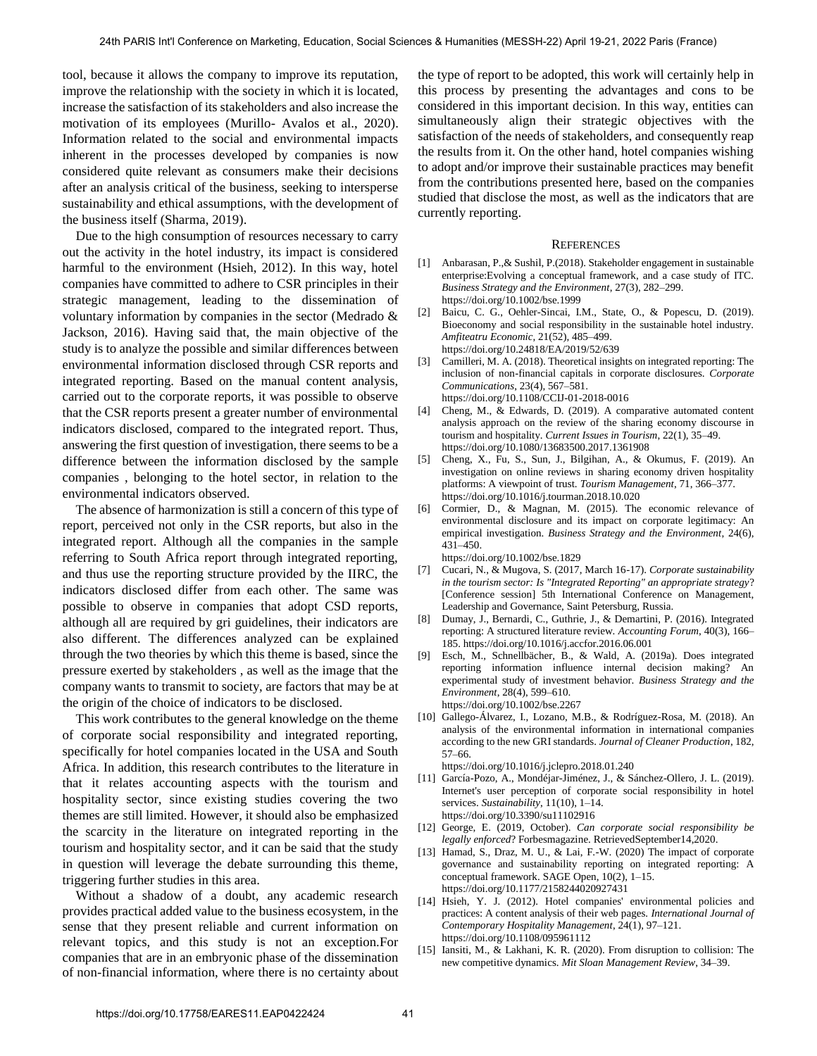tool, because it allows the company to improve its reputation, improve the relationship with the society in which it is located, increase the satisfaction of its stakeholders and also increase the motivation of its employees (Murillo- Avalos et al., 2020). Information related to the social and environmental impacts inherent in the processes developed by companies is now considered quite relevant as consumers make their decisions after an analysis critical of the business, seeking to intersperse sustainability and ethical assumptions, with the development of the business itself (Sharma, 2019).

Due to the high consumption of resources necessary to carry out the activity in the hotel industry, its impact is considered harmful to the environment (Hsieh, 2012). In this way, hotel companies have committed to adhere to CSR principles in their strategic management, leading to the dissemination of voluntary information by companies in the sector (Medrado & Jackson, 2016). Having said that, the main objective of the study is to analyze the possible and similar differences between environmental information disclosed through CSR reports and integrated reporting. Based on the manual content analysis, carried out to the corporate reports, it was possible to observe that the CSR reports present a greater number of environmental indicators disclosed, compared to the integrated report. Thus, answering the first question of investigation, there seems to be a difference between the information disclosed by the sample companies , belonging to the hotel sector, in relation to the environmental indicators observed.

The absence of harmonization is still a concern of this type of report, perceived not only in the CSR reports, but also in the integrated report. Although all the companies in the sample referring to South Africa report through integrated reporting, and thus use the reporting structure provided by the IIRC, the indicators disclosed differ from each other. The same was possible to observe in companies that adopt CSD reports, although all are required by gri guidelines, their indicators are also different. The differences analyzed can be explained through the two theories by which this theme is based, since the pressure exerted by stakeholders , as well as the image that the company wants to transmit to society, are factors that may be at the origin of the choice of indicators to be disclosed.

This work contributes to the general knowledge on the theme of corporate social responsibility and integrated reporting, specifically for hotel companies located in the USA and South Africa. In addition, this research contributes to the literature in that it relates accounting aspects with the tourism and hospitality sector, since existing studies covering the two themes are still limited. However, it should also be emphasized the scarcity in the literature on integrated reporting in the tourism and hospitality sector, and it can be said that the study in question will leverage the debate surrounding this theme, triggering further studies in this area.

Without a shadow of a doubt, any academic research provides practical added value to the business ecosystem, in the sense that they present reliable and current information on relevant topics, and this study is not an exception.For companies that are in an embryonic phase of the dissemination of non-financial information, where there is no certainty about the type of report to be adopted, this work will certainly help in this process by presenting the advantages and cons to be considered in this important decision. In this way, entities can simultaneously align their strategic objectives with the satisfaction of the needs of stakeholders, and consequently reap the results from it. On the other hand, hotel companies wishing to adopt and/or improve their sustainable practices may benefit from the contributions presented here, based on the companies studied that disclose the most, as well as the indicators that are currently reporting.

## References

[1] Anbarasan, P.,& Sushil, P.(2018). Stakeholder engagement in sustainable enterprise:Evolving a conceptual framework, and a case study of ITC. *Business Strategy and the Environment*, 27(3), 282–299. https://doi.org/10.1002/bse.1999

[2] Baicu, C. G., Oehler-Sincai, I.M., State, O., & Popescu, D. (2019). Bioeconomy and social responsibility in the sustainable hotel industry. *Amfiteatru Economic*, 21(52), 485–499. https://doi.org/10.24818/EA/2019/52/639

[3] Camilleri, M. A. (2018). Theoretical insights on integrated reporting: The inclusion of non-financial capitals in corporate disclosures. *Corporate Communications*, 23(4), 567–581. https://doi.org/10.1108/CCIJ-01-2018-0016

[4] Cheng, M., & Edwards, D. (2019). A comparative automated content analysis approach on the review of the sharing economy discourse in tourism and hospitality. *Current Issues in Tourism*, 22(1), 35–49. https://doi.org/10.1080/13683500.2017.1361908

[5] Cheng, X., Fu, S., Sun, J., Bilgihan, A., & Okumus, F. (2019). An investigation on online reviews in sharing economy driven hospitality platforms: A viewpoint of trust. *Tourism Management*, 71, 366–377. https://doi.org/10.1016/j.tourman.2018.10.020

[6] Cormier, D., & Magnan, M. (2015). The economic relevance of environmental disclosure and its impact on corporate legitimacy: An empirical investigation. *Business Strategy and the Environment*, 24(6), 431–450. https://doi.org/10.1002/bse.1829

[7] Cucari, N., & Mugova, S. (2017, March 16-17). *Corporate sustainability in the tourism sector: Is "Integrated Reporting" an appropriate strategy*? [Conference session] 5th International Conference on Management, Leadership and Governance, Saint Petersburg, Russia.

[8] Dumay, J., Bernardi, C., Guthrie, J., & Demartini, P. (2016). Integrated reporting: A structured literature review. *Accounting Forum*, 40(3), 166–185. https://doi.org/10.1016/j.accfor.2016.06.001

[9] Esch, M., Schnellbächer, B., & Wald, A. (2019a). Does integrated reporting information influence internal decision making? An experimental study of investment behavior. *Business Strategy and the Environment*, 28(4), 599–610. https://doi.org/10.1002/bse.2267

[10] Gallego-Álvarez, I., Lozano, M.B., & Rodríguez-Rosa, M. (2018). An analysis of the environmental information in international companies according to the new GRI standards. *Journal of Cleaner Production*, 182, 57–66. https://doi.org/10.1016/j.jclepro.2018.01.240

[11] García-Pozo, A., Mondéjar-Jiménez, J., & Sánchez-Ollero, J. L. (2019). Internet's user perception of corporate social responsibility in hotel services. *Sustainability*, 11(10), 1–14. https://doi.org/10.3390/su11102916

[12] George, E. (2019, October). *Can corporate social responsibility be legally enforced*? Forbesmagazine. RetrievedSeptember14,2020.

[13] Hamad, S., Draz, M. U., & Lai, F.-W. (2020) The impact of corporate governance and sustainability reporting on integrated reporting: A conceptual framework. SAGE Open, 10(2), 1–15. https://doi.org/10.1177/2158244020927431

[14] Hsieh, Y. J. (2012). Hotel companies' environmental policies and practices: A content analysis of their web pages. *International Journal of Contemporary Hospitality Management*, 24(1), 97–121. https://doi.org/10.1108/095961112

[15] Iansiti, M., & Lakhani, K. R. (2020). From disruption to collision: The new competitive dynamics. *Mit Sloan Management Review*, 34–39.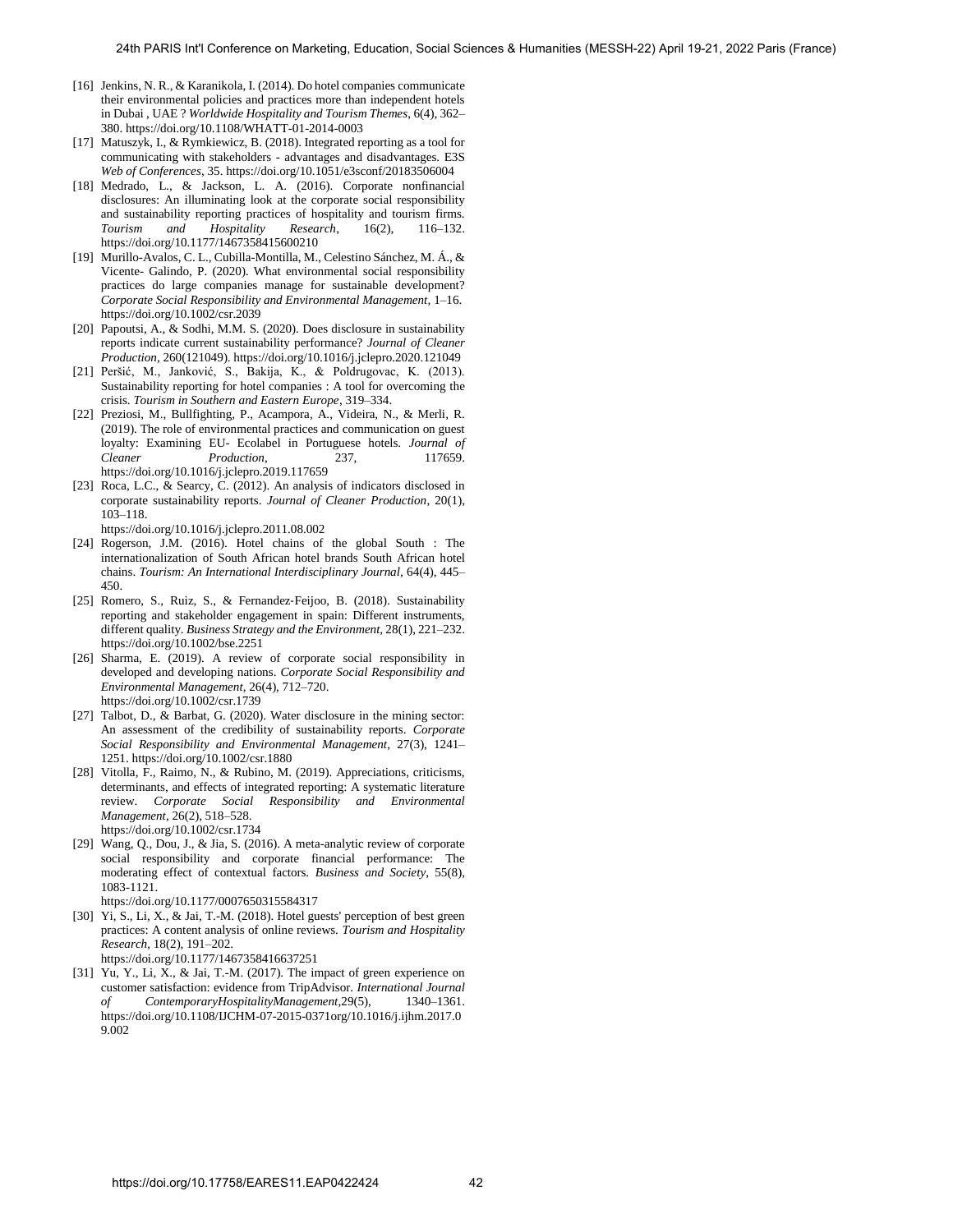[16] Jenkins, N. R., & Karanikola, I. (2014). Do hotel companies communicate their environmental policies and practices more than independent hotels in Dubai , UAE ? *Worldwide Hospitality and Tourism Themes*, 6(4), 362–380. https://doi.org/10.1108/WHATT-01-2014-0003

[17] Matuszyk, I., & Rymkiewicz, B. (2018). Integrated reporting as a tool for communicating with stakeholders - advantages and disadvantages. E3S *Web of Conferences*, 35. https://doi.org/10.1051/e3sconf/20183506004

[18] Medrado, L., & Jackson, L. A. (2016). Corporate nonfinancial disclosures: An illuminating look at the corporate social responsibility and sustainability reporting practices of hospitality and tourism firms. *Tourism and Hospitality Research*, 16(2), 116–132. https://doi.org/10.1177/1467358415600210

[19] Murillo-Avalos, C. L., Cubilla-Montilla, M., Celestino Sánchez, M. Á., & Vicente- Galindo, P. (2020). What environmental social responsibility practices do large companies manage for sustainable development? *Corporate Social Responsibility and Environmental Management*, 1–16. https://doi.org/10.1002/csr.2039

[20] Papoutsi, A., & Sodhi, M.M. S. (2020). Does disclosure in sustainability reports indicate current sustainability performance? *Journal of Cleaner Production*, 260(121049). https://doi.org/10.1016/j.jclepro.2020.121049

[21] Peršić, M., Janković, S., Bakija, K., & Poldrugovac, K. (2013). Sustainability reporting for hotel companies : A tool for overcoming the crisis. *Tourism in Southern and Eastern Europe*, 319–334.

[22] Preziosi, M., Bullfighting, P., Acampora, A., Videira, N., & Merli, R. (2019). The role of environmental practices and communication on guest loyalty: Examining EU- Ecolabel in Portuguese hotels. *Journal of Cleaner Production*, 237, 117659. https://doi.org/10.1016/j.jclepro.2019.117659

[23] Roca, L.C., & Searcy, C. (2012). An analysis of indicators disclosed in corporate sustainability reports. *Journal of Cleaner Production*, 20(1), 103–118. https://doi.org/10.1016/j.jclepro.2011.08.002

[24] Rogerson, J.M. (2016). Hotel chains of the global South : The internationalization of South African hotel brands South African hotel chains. *Tourism: An International Interdisciplinary Journal*, 64(4), 445–450.

[25] Romero, S., Ruiz, S., & Fernandez-Feijoo, B. (2018). Sustainability reporting and stakeholder engagement in spain: Different instruments, different quality. *Business Strategy and the Environment*, 28(1), 221–232. https://doi.org/10.1002/bse.2251

[26] Sharma, E. (2019). A review of corporate social responsibility in developed and developing nations. *Corporate Social Responsibility and Environmental Management*, 26(4), 712–720. https://doi.org/10.1002/csr.1739

[27] Talbot, D., & Barbat, G. (2020). Water disclosure in the mining sector: An assessment of the credibility of sustainability reports. *Corporate Social Responsibility and Environmental Management*, 27(3), 1241–1251. https://doi.org/10.1002/csr.1880

[28] Vitolla, F., Raimo, N., & Rubino, M. (2019). Appreciations, criticisms, determinants, and effects of integrated reporting: A systematic literature review. *Corporate Social Responsibility and Environmental Management*, 26(2), 518–528. https://doi.org/10.1002/csr.1734

[29] Wang, Q., Dou, J., & Jia, S. (2016). A meta-analytic review of corporate social responsibility and corporate financial performance: The moderating effect of contextual factors. *Business and Society*, 55(8), 1083-1121. https://doi.org/10.1177/0007650315584317

[30] Yi, S., Li, X., & Jai, T.-M. (2018). Hotel guests' perception of best green practices: A content analysis of online reviews. *Tourism and Hospitality Research*, 18(2), 191–202. https://doi.org/10.1177/1467358416637251

[31] Yu, Y., Li, X., & Jai, T.-M. (2017). The impact of green experience on customer satisfaction: evidence from TripAdvisor. *International Journal of ContemporaryHospitalityManagement*,29(5), 1340–1361. https://doi.org/10.1108/IJCHM-07-2015-0371org/10.1016/j.ijhm.2017.09.002